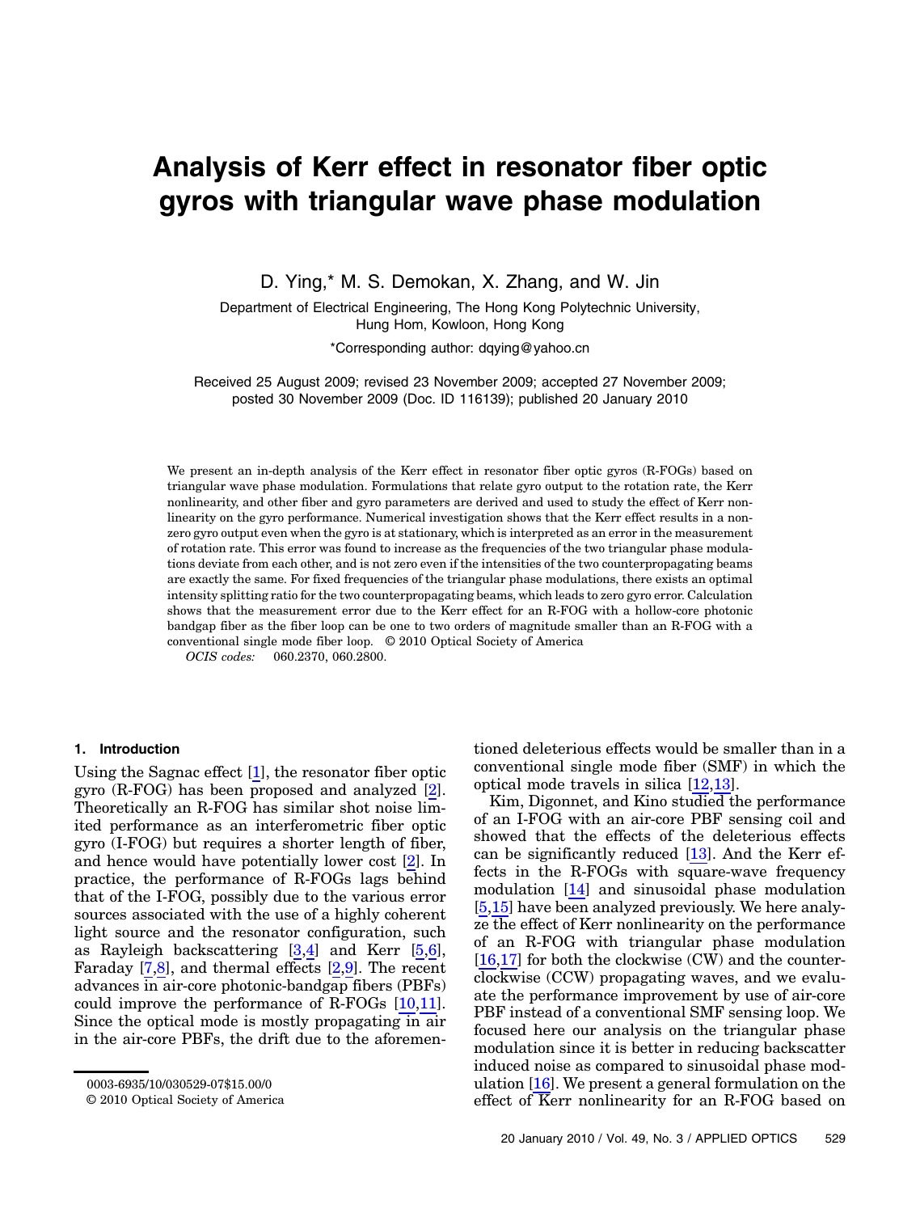# Analysis of Kerr effect in resonator fiber optic gyros with triangular wave phase modulation

D. Ying,* M. S. Demokan, X. Zhang, and W. Jin

Department of Electrical Engineering, The Hong Kong Polytechnic University, Hung Hom, Kowloon, Hong Kong

*Corresponding author: dqying@yahoo.cn

Received 25 August 2009; revised 23 November 2009; accepted 27 November 2009; posted 30 November 2009 (Doc. ID 116139); published 20 January 2010

We present an in-depth analysis of the Kerr effect in resonator fiber optic gyros (R-FOGs) based on triangular wave phase modulation. Formulations that relate gyro output to the rotation rate, the Kerr nonlinearity, and other fiber and gyro parameters are derived and used to study the effect of Kerr nonlinearity on the gyro performance. Numerical investigation shows that the Kerr effect results in a nonzero gyro output even when the gyro is at stationary, which is interpreted as an error in the measurement of rotation rate. This error was found to increase as the frequencies of the two triangular phase modulations deviate from each other, and is not zero even if the intensities of the two counterpropagating beams are exactly the same. For fixed frequencies of the triangular phase modulations, there exists an optimal intensity splitting ratio for the two counterpropagating beams, which leads to zero gyro error. Calculation shows that the measurement error due to the Kerr effect for an R-FOG with a hollow-core photonic bandgap fiber as the fiber loop can be one to two orders of magnitude smaller than an R-FOG with a conventional single mode fiber loop. © 2010 Optical Society of America

*OCIS codes:* 060.2370, 060.2800.

## 1. Introduction

Using the Sagnac effect [1], the resonator fiber optic gyro (R-FOG) has been proposed and analyzed [2]. Theoretically an R-FOG has similar shot noise limited performance as an interferometric fiber optic gyro (I-FOG) but requires a shorter length of fiber, and hence would have potentially lower cost [2]. In practice, the performance of R-FOGs lags behind that of the I-FOG, possibly due to the various error sources associated with the use of a highly coherent light source and the resonator configuration, such as Rayleigh backscattering [3,4] and Kerr [5,6], Faraday [7,8], and thermal effects [2,9]. The recent advances in air-core photonic-bandgap fibers (PBFs) could improve the performance of R-FOGs [10,11]. Since the optical mode is mostly propagating in air in the air-core PBFs, the drift due to the aforementioned deleterious effects would be smaller than in a conventional single mode fiber (SMF) in which the optical mode travels in silica [12,13].

Kim, Digonnet, and Kino studied the performance of an I-FOG with an air-core PBF sensing coil and showed that the effects of the deleterious effects can be significantly reduced [13]. And the Kerr effects in the R-FOGs with square-wave frequency modulation [14] and sinusoidal phase modulation [5,15] have been analyzed previously. We here analyze the effect of Kerr nonlinearity on the performance of an R-FOG with triangular phase modulation [16,17] for both the clockwise (CW) and the counterclockwise (CCW) propagating waves, and we evaluate the performance improvement by use of air-core PBF instead of a conventional SMF sensing loop. We focused here our analysis on the triangular phase modulation since it is better in reducing backscatter induced noise as compared to sinusoidal phase modulation [16]. We present a general formulation on the effect of Kerr nonlinearity for an R-FOG based on

0003-6935/10/030529-07$15.00/0
© 2010 Optical Society of America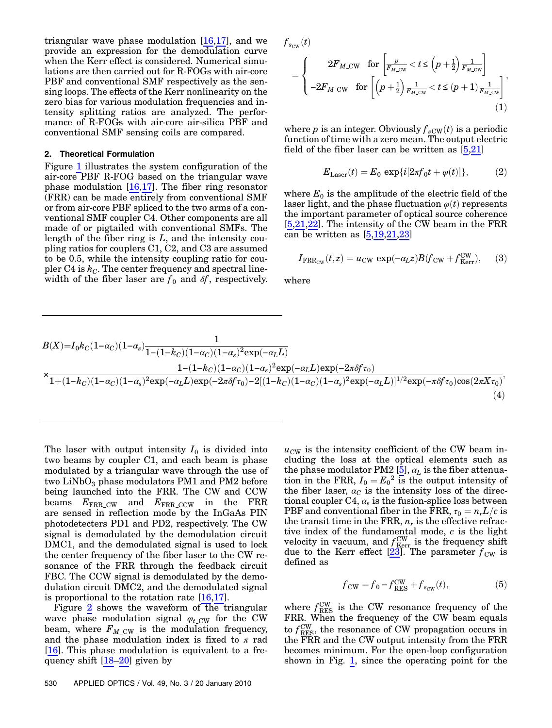triangular wave phase modulation [16,17], and we provide an expression for the demodulation curve when the Kerr effect is considered. Numerical simulations are then carried out for R-FOGs with air-core PBF and conventional SMF respectively as the sensing loops. The effects of the Kerr nonlinearity on the zero bias for various modulation frequencies and intensity splitting ratios are analyzed. The performance of R-FOGs with air-core air-silica PBF and conventional SMF sensing coils are compared.

## 2. Theoretical Formulation

Figure 1 illustrates the system configuration of the air-core PBF R-FOG based on the triangular wave phase modulation [16,17]. The fiber ring resonator (FRR) can be made entirely from conventional SMF or from air-core PBF spliced to the two arms of a conventional SMF coupler C4. Other components are all made of or pigtailed with conventional SMFs. The length of the fiber ring is $L$, and the intensity coupling ratios for couplers C1, C2, and C3 are assumed to be 0.5, while the intensity coupling ratio for coupler C4 is $k_C$. The center frequency and spectral linewidth of the fiber laser are $f_0$ and $\delta f$, respectively.

The laser with output intensity $I_0$ is divided into two beams by coupler C1, and each beam is phase modulated by a triangular wave through the use of two $LiNbO_3$ phase modulators PM1 and PM2 before being launched into the FRR. The CW and CCW beams $E_{\mathrm{FRR\_CW}}$ and $E_{\mathrm{FRR\_CCW}}$ in the FRR are sensed in reflection mode by the InGaAs PIN photodetecters PD1 and PD2, respectively. The CW signal is demodulated by the demodulation circuit DMC1, and the demodulated signal is used to lock the center frequency of the fiber laser to the CW resonance of the FRR through the feedback circuit FBC. The CCW signal is demodulated by the demodulation circuit DMC2, and the demodulated signal is proportional to the rotation rate [16,17].

Figure 2 shows the waveform of the triangular wave phase modulation signal $\varphi_{t\_\mathrm{CW}}$ for the CW beam, where $F_{M\_\mathrm{CW}}$ is the modulation frequency, and the phase modulation index is fixed to $\pi$ rad [16]. This phase modulation is equivalent to a frequency shift [18–20] given by

$$
f_{s_{\mathrm{CW}}}(t) = \begin{cases} 2F_{M\_\mathrm{CW}} & \text{for } \left[\frac{p}{F_{M\_\mathrm{CW}}} < t \le \left(p+\frac{1}{2}\right)\frac{1}{F_{M\_\mathrm{CW}}}\right] \\ -2F_{M\_\mathrm{CW}} & \text{for } \left[\left(p+\frac{1}{2}\right)\frac{1}{F_{M\_\mathrm{CW}}} < t \le (p+1)\frac{1}{F_{M\_\mathrm{CW}}}\right] \end{cases}, \tag{1}
$$

where $p$ is an integer. Obviously $f_{s\mathrm{CW}}(t)$ is a periodic function of time with a zero mean. The output electric field of the fiber laser can be written as [5,21]

$$
E_{\mathrm{Laser}}(t) = E_0 \exp\{i[2\pi f_0 t + \varphi(t)]\}, \tag{2}
$$

where $E_0$ is the amplitude of the electric field of the laser light, and the phase fluctuation $\varphi(t)$ represents the important parameter of optical source coherence [5,21,22]. The intensity of the CW beam in the FRR can be written as [5,19,21,23]

$$
I_{\mathrm{FRR_{CW}}}(t,z) = u_{\mathrm{CW}} \exp(-\alpha_L z) B(f_{\mathrm{CW}} + f_{\mathrm{Kerr}}^{\mathrm{CW}}), \tag{3}
$$

where

$$
B(X) = I_0 k_C (1-\alpha_C)(1-\alpha_s) \frac{1}{1-(1-k_C)(1-\alpha_C)(1-\alpha_s)^2 \exp(-\alpha_L L)} \times \frac{1-(1-k_C)(1-\alpha_C)(1-\alpha_s)^2 \exp(-\alpha_L L)\exp(-2\pi\delta f \tau_0)}{1+(1-k_C)(1-\alpha_C)(1-\alpha_s)^2 \exp(-\alpha_L L)\exp(-2\pi\delta f\tau_0) - 2[(1-k_C)(1-\alpha_C)(1-\alpha_s)^2\exp(-\alpha_L L)]^{1/2}\exp(-\pi\delta f \tau_0)\cos(2\pi X \tau_0)}, \tag{4}
$$

$u_{\mathrm{CW}}$ is the intensity coefficient of the CW beam including the loss at the optical elements such as the phase modulator PM2 [5], $\alpha_L$ is the fiber attenuation in the FRR, $I_0 = E_0{}^2$ is the output intensity of the fiber laser, $\alpha_C$ is the intensity loss of the directional coupler C4, $\alpha_s$ is the fusion-splice loss between PBF and conventional fiber in the FRR, $\tau_0 = n_r L/c$ is the transit time in the FRR, $n_r$ is the effective refractive index of the fundamental mode, $c$ is the light velocity in vacuum, and $f_{\mathrm{Kerr}}^{\mathrm{CW}}$ is the frequency shift due to the Kerr effect [23]. The parameter $f_{\mathrm{CW}}$ is defined as

$$
f_{\mathrm{CW}} = f_0 - f_{\mathrm{RES}}^{\mathrm{CW}} + f_{s_{\mathrm{CW}}}(t), \tag{5}
$$

where $f_{\mathrm{RES}}^{\mathrm{CW}}$ is the CW resonance frequency of the FRR. When the frequency of the CW beam equals to $f_{\mathrm{RES}}^{\mathrm{CW}}$, the resonance of CW propagation occurs in the FRR and the CW output intensity from the FRR becomes minimum. For the open-loop configuration shown in Fig. 1, since the operating point for the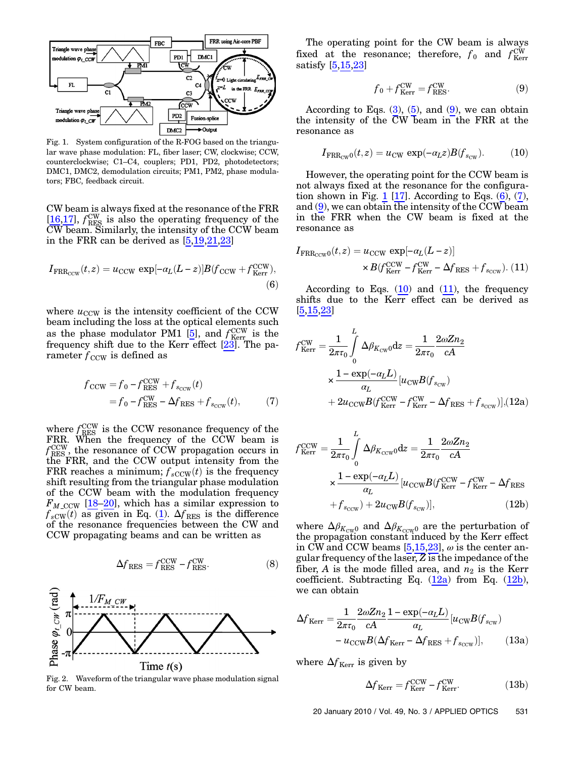Fig. 1. System configuration of the R-FOG based on the triangular wave phase modulation: FL, fiber laser; CW, clockwise; CCW, counterclockwise; C1–C4, couplers; PD1, PD2, photodetectors; DMC1, DMC2, demodulation circuits; PM1, PM2, phase modulators; FBC, feedback circuit.

CW beam is always fixed at the resonance of the FRR [16,17], $f_{\mathrm{RES}}^{\mathrm{CW}}$ is also the operating frequency of the CW beam. Similarly, the intensity of the CCW beam in the FRR can be derived as [5,19,21,23]

$$I_{\mathrm{FRR}_{\mathrm{CCW}}}(t,z) = u_{\mathrm{CCW}} \exp[-\alpha_L(L-z)]B(f_{\mathrm{CCW}} + f_{\mathrm{Kerr}}^{\mathrm{CCW}}), \tag{6}$$

where $u_{\mathrm{CCW}}$ is the intensity coefficient of the CCW beam including the loss at the optical elements such as the phase modulator PM1 [5], and $f_{\mathrm{Kerr}}^{\mathrm{CCW}}$ is the frequency shift due to the Kerr effect [23]. The parameter $f_{\mathrm{CCW}}$ is defined as

$$\begin{aligned} f_{\mathrm{CCW}} &= f_0 - f_{\mathrm{RES}}^{\mathrm{CCW}} + f_{s_{\mathrm{CCW}}}(t) \\ &= f_0 - f_{\mathrm{RES}}^{\mathrm{CW}} - \Delta f_{\mathrm{RES}} + f_{s_{\mathrm{CCW}}}(t), \end{aligned} \tag{7}$$

where $f_{\mathrm{RES}}^{\mathrm{CCW}}$ is the CCW resonance frequency of the FRR. When the frequency of the CCW beam is $f_{\mathrm{RES}}^{\mathrm{CCW}}$, the resonance of CCW propagation occurs in the FRR, and the CCW output intensity from the FRR reaches a minimum; $f_{s\mathrm{CCW}}(t)$ is the frequency shift resulting from the triangular phase modulation of the CCW beam with the modulation frequency $F_{M\_\mathrm{CCW}}$ [18–20], which has a similar expression to $f_{s\mathrm{CW}}(t)$ as given in Eq. (1). $\Delta f_{\mathrm{RES}}$ is the difference of the resonance frequencies between the CW and CCW propagating beams and can be written as

$$\Delta f_{\mathrm{RES}} = f_{\mathrm{RES}}^{\mathrm{CCW}} - f_{\mathrm{RES}}^{\mathrm{CW}}. \tag{8}$$

Fig. 2. Waveform of the triangular wave phase modulation signal for CW beam.

The operating point for the CW beam is always fixed at the resonance; therefore, $f_0$ and $f_{\mathrm{Kerr}}^{\mathrm{CW}}$ satisfy [5,15,23]

$$f_0 + f_{\mathrm{Kerr}}^{\mathrm{CW}} = f_{\mathrm{RES}}^{\mathrm{CW}}. \tag{9}$$

According to Eqs. (3), (5), and (9), we can obtain the intensity of the CW beam in the FRR at the resonance as

$$I_{\mathrm{FRR}_{\mathrm{CW}0}}(t,z) = u_{\mathrm{CW}} \exp(-\alpha_L z)B(f_{s_{\mathrm{CW}}}). \tag{10}$$

However, the operating point for the CCW beam is not always fixed at the resonance for the configuration shown in Fig. 1 [17]. According to Eqs. (6), (7), and (9), we can obtain the intensity of the CCW beam in the FRR when the CW beam is fixed at the resonance as

$$\begin{aligned} I_{\mathrm{FRR}_{\mathrm{CCW}0}}(t,z) &= u_{\mathrm{CCW}} \exp[-\alpha_L(L-z)] \\ &\times B(f_{\mathrm{Kerr}}^{\mathrm{CCW}} - f_{\mathrm{Kerr}}^{\mathrm{CW}} - \Delta f_{\mathrm{RES}} + f_{s_{\mathrm{CCW}}}). \end{aligned} \tag{11}$$

According to Eqs. (10) and (11), the frequency shifts due to the Kerr effect can be derived as [5,15,23]

$$\begin{aligned} f_{\mathrm{Kerr}}^{\mathrm{CW}} &= \frac{1}{2\pi\tau_0}\int_0^L \Delta\beta_{K_{\mathrm{CW}}0}\mathrm{d}z = \frac{1}{2\pi\tau_0}\frac{2\omega Z n_2}{cA} \\ &\times \frac{1-\exp(-\alpha_L L)}{\alpha_L}[u_{\mathrm{CW}}B(f_{s_{\mathrm{CW}}}) \\ &+ 2u_{\mathrm{CCW}}B(f_{\mathrm{Kerr}}^{\mathrm{CCW}} - f_{\mathrm{Kerr}}^{\mathrm{CW}} - \Delta f_{\mathrm{RES}} + f_{s_{\mathrm{CCW}}})], \end{aligned} \tag{12a}$$

$$\begin{aligned} f_{\mathrm{Kerr}}^{\mathrm{CCW}} &= \frac{1}{2\pi\tau_0}\int_0^L \Delta\beta_{K_{\mathrm{CCW}}0}\mathrm{d}z = \frac{1}{2\pi\tau_0}\frac{2\omega Z n_2}{cA} \\ &\times \frac{1-\exp(-\alpha_L L)}{\alpha_L}[u_{\mathrm{CCW}}B(f_{\mathrm{Kerr}}^{\mathrm{CCW}} - f_{\mathrm{Kerr}}^{\mathrm{CW}} - \Delta f_{\mathrm{RES}} \\ &+ f_{s_{\mathrm{CCW}}}) + 2u_{\mathrm{CW}}B(f_{s_{\mathrm{CW}}})], \end{aligned} \tag{12b}$$

where $\Delta\beta_{K_{\mathrm{CW}}0}$ and $\Delta\beta_{K_{\mathrm{CCW}}0}$ are the perturbation of the propagation constant induced by the Kerr effect in CW and CCW beams [5,15,23], $\omega$ is the center angular frequency of the laser, $Z$ is the impedance of the fiber, $A$ is the mode filled area, and $n_2$ is the Kerr coefficient. Subtracting Eq. (12a) from Eq. (12b), we can obtain

$$\begin{aligned} \Delta f_{\mathrm{Kerr}} &= \frac{1}{2\pi\tau_0}\frac{2\omega Z n_2}{cA}\frac{1-\exp(-\alpha_L L)}{\alpha_L}[u_{\mathrm{CW}}B(f_{s_{\mathrm{CW}}}) \\ &- u_{\mathrm{CCW}}B(\Delta f_{\mathrm{Kerr}} - \Delta f_{\mathrm{RES}} + f_{s_{\mathrm{CCW}}})], \end{aligned} \tag{13a}$$

where $\Delta f_{\mathrm{Kerr}}$ is given by

$$\Delta f_{\mathrm{Kerr}} = f_{\mathrm{Kerr}}^{\mathrm{CCW}} - f_{\mathrm{Kerr}}^{\mathrm{CW}}. \tag{13b}$$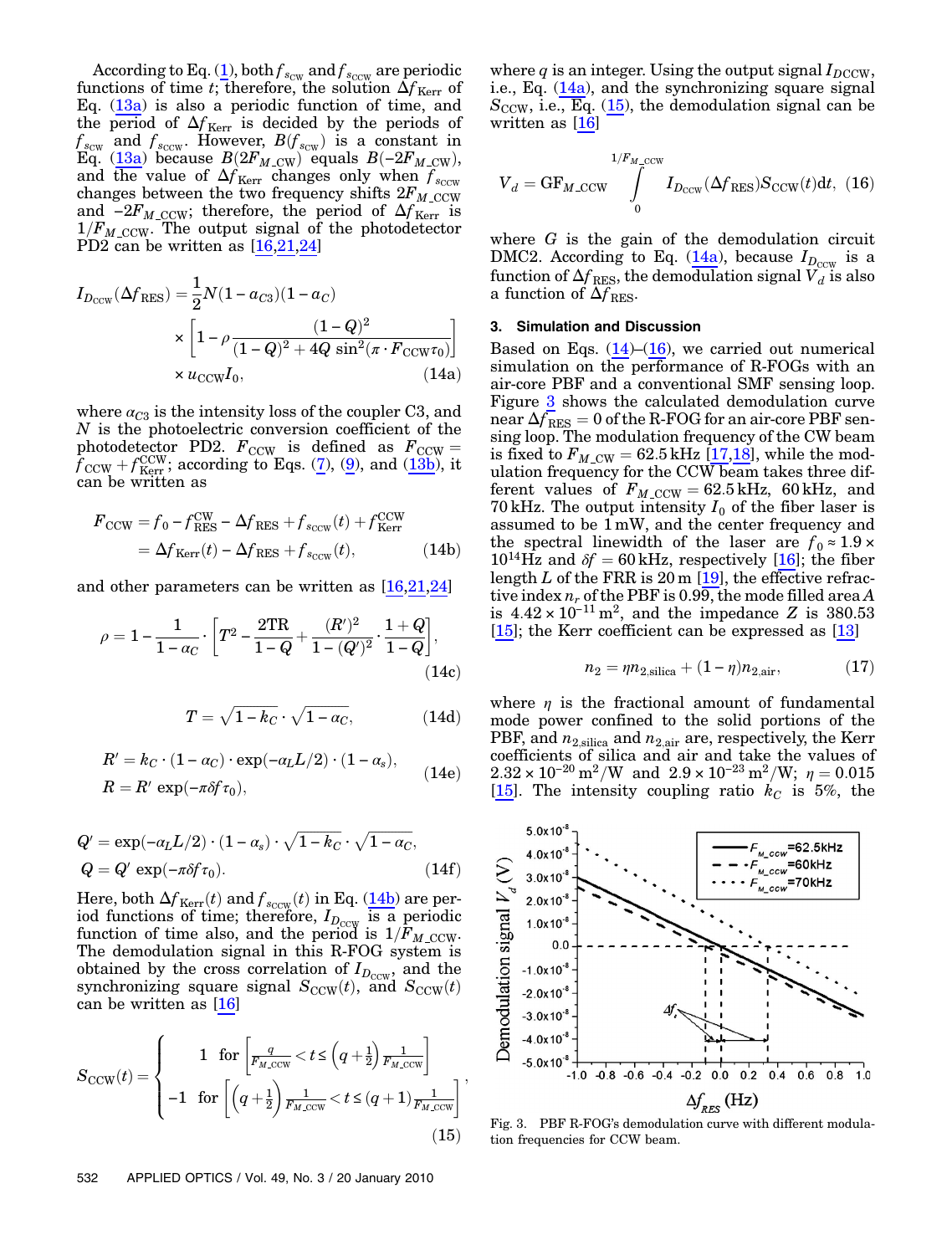According to Eq. (1), both $f_{s_{\rm CW}}$ and $f_{s_{\rm CCW}}$ are periodic functions of time $t$; therefore, the solution $\Delta f_{\rm Kerr}$ of Eq. (13a) is also a periodic function of time, and the period of $\Delta f_{\rm Kerr}$ is decided by the periods of $f_{s_{\rm CW}}$ and $f_{s_{\rm CCW}}$. However, $B(f_{s_{\rm CW}})$ is a constant in Eq. (13a) because $B(2F_{M\_\rm CW})$ equals $B(-2F_{M\_\rm CW})$, and the value of $\Delta f_{\rm Kerr}$ changes only when $f_{s_{\rm CCW}}$ changes between the two frequency shifts $2F_{M\_\rm CCW}$ and $-2F_{M\_\rm CCW}$; therefore, the period of $\Delta f_{\rm Kerr}$ is $1/F_{M\_\rm CCW}$. The output signal of the photodetector PD2 can be written as [16,21,24]

$$I_{D_{\rm CCW}}(\Delta f_{\rm RES}) = \frac{1}{2}N(1-\alpha_{C3})(1-\alpha_C) \times \left[1-\rho\frac{(1-Q)^2}{(1-Q)^2+4Q\sin^2(\pi\cdot F_{\rm CCW}\tau_0)}\right] \times u_{\rm CCW}I_0, \tag{14a}$$

where $\alpha_{C3}$ is the intensity loss of the coupler C3, and $N$ is the photoelectric conversion coefficient of the photodetector PD2. $F_{\rm CCW}$ is defined as $F_{\rm CCW} = f_{\rm CCW} + f_{\rm Kerr}^{\rm CCW}$; according to Eqs. (7), (9), and (13b), it can be written as

$$\begin{aligned} F_{\rm CCW} &= f_0 - f_{\rm RES}^{\rm CW} - \Delta f_{\rm RES} + f_{s_{\rm CCW}}(t) + f_{\rm Kerr}^{\rm CCW} \\ &= \Delta f_{\rm Kerr}(t) - \Delta f_{\rm RES} + f_{s_{\rm CCW}}(t), \end{aligned} \tag{14b}$$

and other parameters can be written as [16,21,24]

$$\rho = 1 - \frac{1}{1-\alpha_C}\cdot\left[T^2 - \frac{2TR}{1-Q} + \frac{(R')^2}{1-(Q')^2}\cdot\frac{1+Q}{1-Q}\right], \tag{14c}$$

$$T = \sqrt{1-k_C}\cdot\sqrt{1-\alpha_C}, \tag{14d}$$

$$\begin{aligned} R' &= k_C\cdot(1-\alpha_C)\cdot\exp(-\alpha_L L/2)\cdot(1-\alpha_s), \\ R &= R'\exp(-\pi\delta f\tau_0), \end{aligned} \tag{14e}$$

$$\begin{aligned} Q' &= \exp(-\alpha_L L/2)\cdot(1-\alpha_s)\cdot\sqrt{1-k_C}\cdot\sqrt{1-\alpha_C}, \\ Q &= Q'\exp(-\pi\delta f\tau_0). \end{aligned} \tag{14f}$$

Here, both $\Delta f_{\rm Kerr}(t)$ and $f_{s_{\rm CCW}}(t)$ in Eq. (14b) are period functions of time; therefore, $I_{D_{\rm CCW}}$ is a periodic function of time also, and the period is $1/F_{M\_\rm CCW}$. The demodulation signal in this R-FOG system is obtained by the cross correlation of $I_{D_{\rm CCW}}$, and the synchronizing square signal $S_{\rm CCW}(t)$, and $S_{\rm CCW}(t)$ can be written as [16]

$$S_{\rm CCW}(t) = \begin{cases} 1 & \text{for } \left[\frac{q}{F_{M\_\rm CCW}} < t \le \left(q+\frac{1}{2}\right)\frac{1}{F_{M\_\rm CCW}}\right] \\ -1 & \text{for } \left[\left(q+\frac{1}{2}\right)\frac{1}{F_{M\_\rm CCW}} < t \le (q+1)\frac{1}{F_{M\_\rm CCW}}\right] \end{cases}, \tag{15}$$

where $q$ is an integer. Using the output signal $I_{D\rm CCW}$, i.e., Eq. (14a), and the synchronizing square signal $S_{\rm CCW}$, i.e., Eq. (15), the demodulation signal can be written as [16]

$$V_d = {\rm G}F_{M\_\rm CCW}\int_0^{1/F_{M\_\rm CCW}} I_{D_{\rm CCW}}(\Delta f_{\rm RES})S_{\rm CCW}(t){\rm d}t, \tag{16}$$

where $G$ is the gain of the demodulation circuit DMC2. According to Eq. (14a), because $I_{D_{\rm CCW}}$ is a function of $\Delta f_{\rm RES}$, the demodulation signal $V_d$ is also a function of $\Delta f_{\rm RES}$.

### 3. Simulation and Discussion

Based on Eqs. (14)–(16), we carried out numerical simulation on the performance of R-FOGs with an air-core PBF and a conventional SMF sensing loop. Figure 3 shows the calculated demodulation curve near $\Delta f_{\rm RES} = 0$ of the R-FOG for an air-core PBF sensing loop. The modulation frequency of the CW beam is fixed to $F_{M\_\rm CW} = 62.5\,\text{kHz}$ [17,18], while the modulation frequency for the CCW beam takes three different values of $F_{M\_\rm CCW} = 62.5\,\text{kHz}$, $60\,\text{kHz}$, and $70\,\text{kHz}$. The output intensity $I_0$ of the fiber laser is assumed to be 1 mW, and the center frequency and the spectral linewidth of the laser are $f_0 \approx 1.9\times10^{14}\,\text{Hz}$ and $\delta f = 60\,\text{kHz}$, respectively [16]; the fiber length $L$ of the FRR is 20 m [19], the effective refractive index $n_r$ of the PBF is 0.99, the mode filled area $A$ is $4.42\times10^{-11}\,\text{m}^2$, and the impedance $Z$ is 380.53 [15]; the Kerr coefficient can be expressed as [13]

$$n_2 = \eta n_{2,\rm silica} + (1-\eta)n_{2,\rm air}, \tag{17}$$

where $\eta$ is the fractional amount of fundamental mode power confined to the solid portions of the PBF, and $n_{2,\rm silica}$ and $n_{2,\rm air}$ are, respectively, the Kerr coefficients of silica and air and take the values of $2.32\times10^{-20}\,\text{m}^2/\text{W}$ and $2.9\times10^{-23}\,\text{m}^2/\text{W}$; $\eta = 0.015$ [15]. The intensity coupling ratio $k_C$ is 5%, the

Fig. 3. PBF R-FOG's demodulation curve with different modulation frequencies for CCW beam.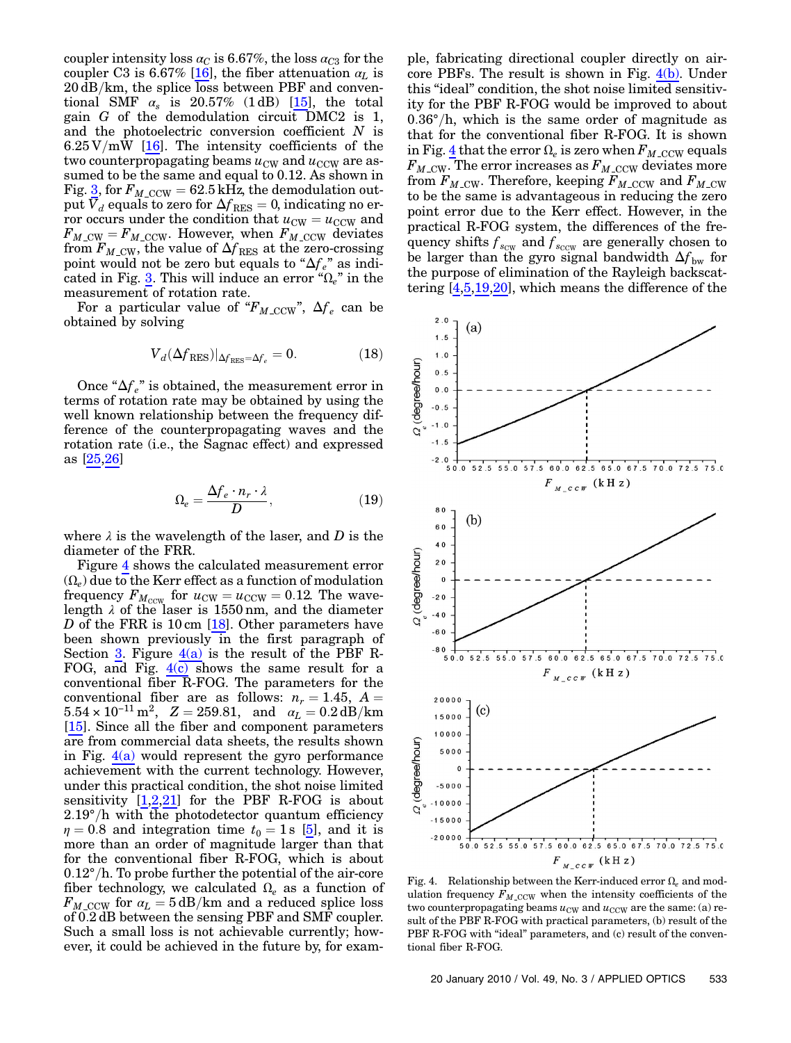coupler intensity loss $\alpha_C$ is 6.67%, the loss $\alpha_{C3}$ for the coupler C3 is 6.67% [16], the fiber attenuation $\alpha_L$ is 20 dB/km, the splice loss between PBF and conventional SMF $\alpha_s$ is 20.57% (1 dB) [15], the total gain $G$ of the demodulation circuit DMC2 is 1, and the photoelectric conversion coefficient $N$ is 6.25 V/mW [16]. The intensity coefficients of the two counterpropagating beams $u_{\text{CW}}$ and $u_{\text{CCW}}$ are assumed to be the same and equal to 0.12. As shown in Fig. 3, for $F_{M\_\text{CCW}} = 62.5$ kHz, the demodulation output $V_d$ equals to zero for $\Delta f_{\text{RES}} = 0$, indicating no error occurs under the condition that $u_{\text{CW}} = u_{\text{CCW}}$ and $F_{M\_\text{CW}} = F_{M\_\text{CCW}}$. However, when $F_{M\_\text{CCW}}$ deviates from $F_{M\_\text{CW}}$, the value of $\Delta f_{\text{RES}}$ at the zero-crossing point would not be zero but equals to "$\Delta f_e$" as indicated in Fig. 3. This will induce an error "$\Omega_e$" in the measurement of rotation rate.

For a particular value of "$F_{M\_\text{CCW}}$", $\Delta f_e$ can be obtained by solving

$$V_d(\Delta f_{\text{RES}})|_{\Delta f_{\text{RES}}=\Delta f_e} = 0. \tag{18}$$

Once "$\Delta f_e$" is obtained, the measurement error in terms of rotation rate may be obtained by using the well known relationship between the frequency difference of the counterpropagating waves and the rotation rate (i.e., the Sagnac effect) and expressed as [25,26]

$$\Omega_e = \frac{\Delta f_e \cdot n_r \cdot \lambda}{D}, \tag{19}$$

where $\lambda$ is the wavelength of the laser, and $D$ is the diameter of the FRR.

Figure 4 shows the calculated measurement error ($\Omega_e$) due to the Kerr effect as a function of modulation frequency $F_{M_{\text{CCW}}}$ for $u_{\text{CW}} = u_{\text{CCW}} = 0.12$. The wavelength $\lambda$ of the laser is 1550 nm, and the diameter $D$ of the FRR is 10 cm [18]. Other parameters have been shown previously in the first paragraph of Section 3. Figure 4(a) is the result of the PBF R-FOG, and Fig. 4(c) shows the same result for a conventional fiber R-FOG. The parameters for the conventional fiber are as follows: $n_r = 1.45$, $A = 5.54 \times 10^{-11}\,\text{m}^2$, $Z = 259.81$, and $\alpha_L = 0.2$ dB/km [15]. Since all the fiber and component parameters are from commercial data sheets, the results shown in Fig. 4(a) would represent the gyro performance achievement with the current technology. However, under this practical condition, the shot noise limited sensitivity [1,2,21] for the PBF R-FOG is about 2.19°/h with the photodetector quantum efficiency $\eta = 0.8$ and integration time $t_0 = 1$ s [5], and it is more than an order of magnitude larger than that for the conventional fiber R-FOG, which is about 0.12°/h. To probe further the potential of the air-core fiber technology, we calculated $\Omega_e$ as a function of $F_{M\_\text{CCW}}$ for $\alpha_L = 5$ dB/km and a reduced splice loss of 0.2 dB between the sensing PBF and SMF coupler. Such a small loss is not achievable currently; however, it could be achieved in the future by, for example, fabricating directional coupler directly on air-core PBFs. The result is shown in Fig. 4(b). Under this "ideal" condition, the shot noise limited sensitivity for the PBF R-FOG would be improved to about 0.36°/h, which is the same order of magnitude as that for the conventional fiber R-FOG. It is shown in Fig. 4 that the error $\Omega_e$ is zero when $F_{M\_\text{CCW}}$ equals $F_{M\_\text{CW}}$. The error increases as $F_{M\_\text{CCW}}$ deviates more from $F_{M\_\text{CW}}$. Therefore, keeping $F_{M\_\text{CCW}}$ and $F_{M\_\text{CW}}$ to be the same is advantageous in reducing the zero point error due to the Kerr effect. However, in the practical R-FOG system, the differences of the frequency shifts $f_{s_{\text{CW}}}$ and $f_{s_{\text{CCW}}}$ are generally chosen to be larger than the gyro signal bandwidth $\Delta f_{\text{bw}}$ for the purpose of elimination of the Rayleigh backscattering [4,5,19,20], which means the difference of the

Fig. 4. Relationship between the Kerr-induced error $\Omega_e$ and modulation frequency $F_{M\_\text{CCW}}$ when the intensity coefficients of the two counterpropagating beams $u_{\text{CW}}$ and $u_{\text{CCW}}$ are the same: (a) result of the PBF R-FOG with practical parameters, (b) result of the PBF R-FOG with "ideal" parameters, and (c) result of the conventional fiber R-FOG.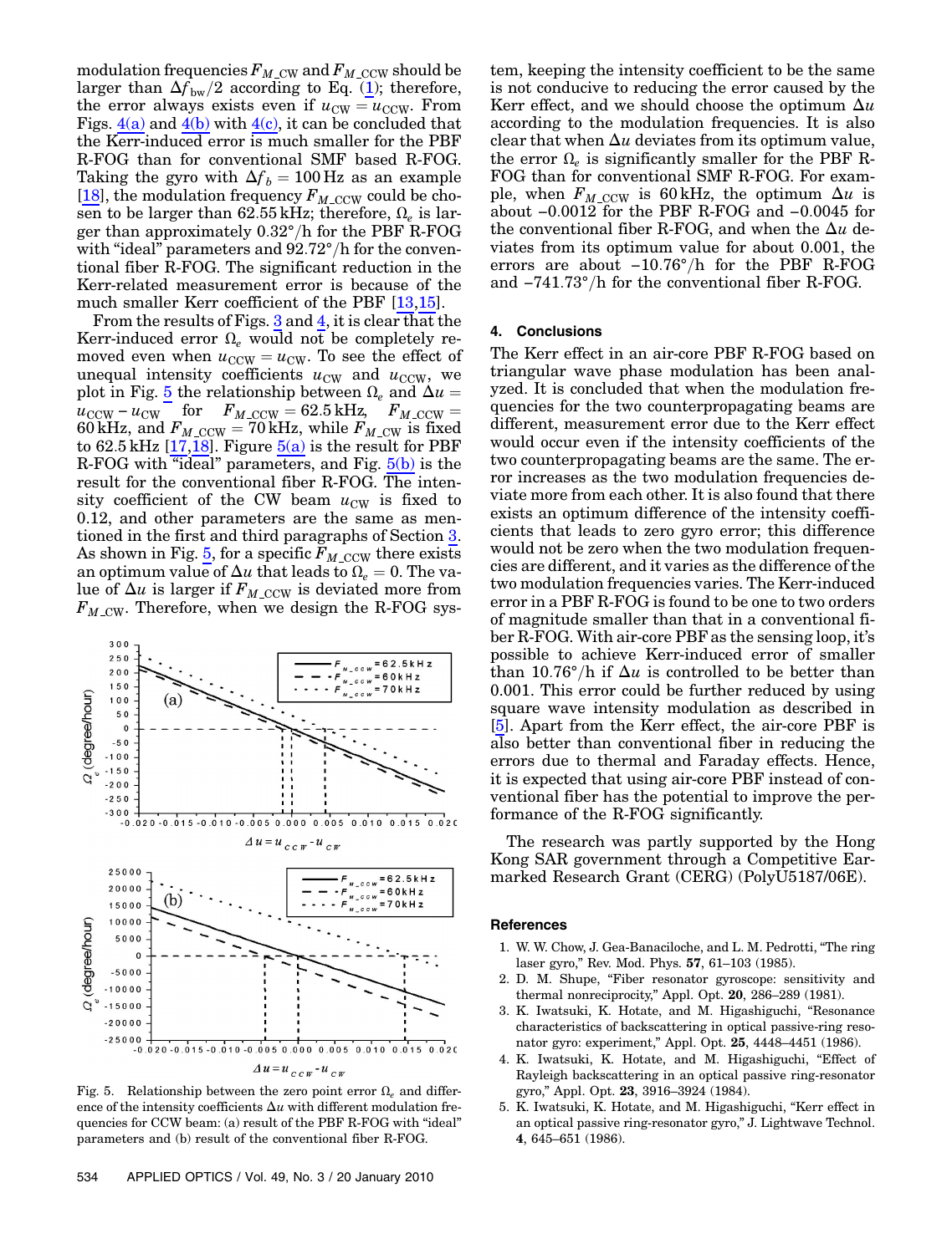modulation frequencies $F_{M\_CW}$ and $F_{M\_CCW}$ should be larger than $\Delta f_{bw}/2$ according to Eq. (1); therefore, the error always exists even if $u_{CW} = u_{CCW}$. From Figs. 4(a) and 4(b) with 4(c), it can be concluded that the Kerr-induced error is much smaller for the PBF R-FOG than for conventional SMF based R-FOG. Taking the gyro with $\Delta f_b = 100\,\text{Hz}$ as an example [18], the modulation frequency $F_{M\_CCW}$ could be chosen to be larger than 62.55 kHz; therefore, $\Omega_e$ is larger than approximately 0.32°/h for the PBF R-FOG with "ideal" parameters and 92.72°/h for the conventional fiber R-FOG. The significant reduction in the Kerr-related measurement error is because of the much smaller Kerr coefficient of the PBF [13,15].

From the results of Figs. 3 and 4, it is clear that the Kerr-induced error $\Omega_e$ would not be completely removed even when $u_{CCW} = u_{CW}$. To see the effect of unequal intensity coefficients $u_{CW}$ and $u_{CCW}$, we plot in Fig. 5 the relationship between $\Omega_e$ and $\Delta u = u_{CCW} - u_{CW}$ for $F_{M\_CCW} = 62.5\,\text{kHz}$, $F_{M\_CCW} = 60\,\text{kHz}$, and $F_{M\_CCW} = 70\,\text{kHz}$, while $F_{M\_CW}$ is fixed to 62.5 kHz [17,18]. Figure 5(a) is the result for PBF R-FOG with "ideal" parameters, and Fig. 5(b) is the result for the conventional fiber R-FOG. The intensity coefficient of the CW beam $u_{CW}$ is fixed to 0.12, and other parameters are the same as mentioned in the first and third paragraphs of Section 3. As shown in Fig. 5, for a specific $F_{M\_CCW}$ there exists an optimum value of $\Delta u$ that leads to $\Omega_e = 0$. The value of $\Delta u$ is larger if $F_{M\_CCW}$ is deviated more from $F_{M\_CW}$. Therefore, when we design the R-FOG system, keeping the intensity coefficient to be the same is not conducive to reducing the error caused by the Kerr effect, and we should choose the optimum $\Delta u$ according to the modulation frequencies. It is also clear that when $\Delta u$ deviates from its optimum value, the error $\Omega_e$ is significantly smaller for the PBF R-FOG than for conventional SMF R-FOG. For example, when $F_{M\_CCW}$ is 60 kHz, the optimum $\Delta u$ is about −0.0012 for the PBF R-FOG and −0.0045 for the conventional fiber R-FOG, and when the $\Delta u$ deviates from its optimum value for about 0.001, the errors are about −10.76°/h for the PBF R-FOG and −741.73°/h for the conventional fiber R-FOG.

Fig. 5. Relationship between the zero point error $\Omega_e$ and difference of the intensity coefficients $\Delta u$ with different modulation frequencies for CCW beam: (a) result of the PBF R-FOG with "ideal" parameters and (b) result of the conventional fiber R-FOG.

## 4. Conclusions

The Kerr effect in an air-core PBF R-FOG based on triangular wave phase modulation has been analyzed. It is concluded that when the modulation frequencies for the two counterpropagating beams are different, measurement error due to the Kerr effect would occur even if the intensity coefficients of the two counterpropagating beams are the same. The error increases as the two modulation frequencies deviate more from each other. It is also found that there exists an optimum difference of the intensity coefficients that leads to zero gyro error; this difference would not be zero when the two modulation frequencies are different, and it varies as the difference of the two modulation frequencies varies. The Kerr-induced error in a PBF R-FOG is found to be one to two orders of magnitude smaller than that in a conventional fiber R-FOG. With air-core PBF as the sensing loop, it's possible to achieve Kerr-induced error of smaller than 10.76°/h if $\Delta u$ is controlled to be better than 0.001. This error could be further reduced by using square wave intensity modulation as described in [5]. Apart from the Kerr effect, the air-core PBF is also better than conventional fiber in reducing the errors due to thermal and Faraday effects. Hence, it is expected that using air-core PBF instead of conventional fiber has the potential to improve the performance of the R-FOG significantly.

The research was partly supported by the Hong Kong SAR government through a Competitive Earmarked Research Grant (CERG) (PolyU5187/06E).

## References

1. W. W. Chow, J. Gea-Banacloche, and L. M. Pedrotti, "The ring laser gyro," Rev. Mod. Phys. **57**, 61–103 (1985).
2. D. M. Shupe, "Fiber resonator gyroscope: sensitivity and thermal nonreciprocity," Appl. Opt. **20**, 286–289 (1981).
3. K. Iwatsuki, K. Hotate, and M. Higashiguchi, "Resonance characteristics of backscattering in optical passive-ring resonator gyro: experiment," Appl. Opt. **25**, 4448–4451 (1986).
4. K. Iwatsuki, K. Hotate, and M. Higashiguchi, "Effect of Rayleigh backscattering in an optical passive ring-resonator gyro," Appl. Opt. **23**, 3916–3924 (1984).
5. K. Iwatsuki, K. Hotate, and M. Higashiguchi, "Kerr effect in an optical passive ring-resonator gyro," J. Lightwave Technol. **4**, 645–651 (1986).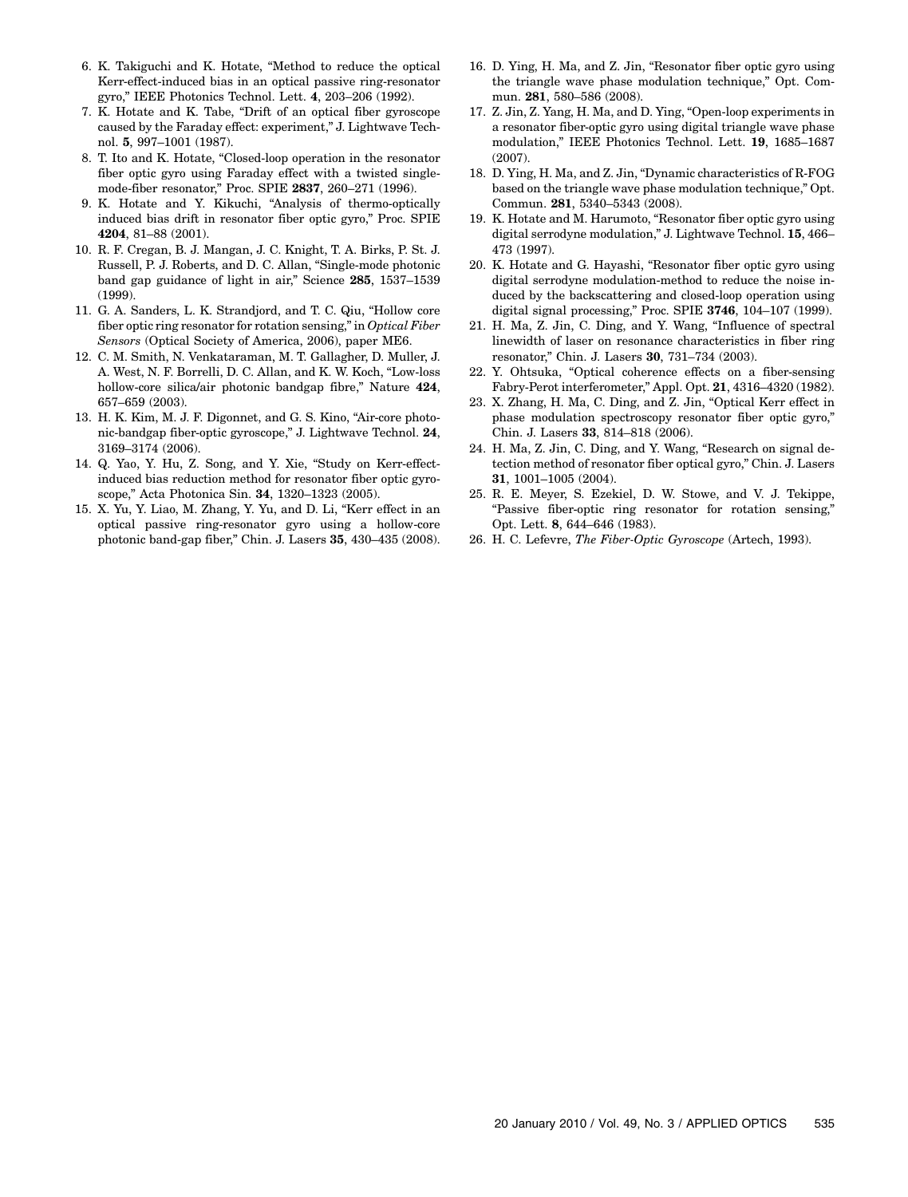6. K. Takiguchi and K. Hotate, "Method to reduce the optical Kerr-effect-induced bias in an optical passive ring-resonator gyro," IEEE Photonics Technol. Lett. **4**, 203–206 (1992).
7. K. Hotate and K. Tabe, "Drift of an optical fiber gyroscope caused by the Faraday effect: experiment," J. Lightwave Technol. **5**, 997–1001 (1987).
8. T. Ito and K. Hotate, "Closed-loop operation in the resonator fiber optic gyro using Faraday effect with a twisted single-mode-fiber resonator," Proc. SPIE **2837**, 260–271 (1996).
9. K. Hotate and Y. Kikuchi, "Analysis of thermo-optically induced bias drift in resonator fiber optic gyro," Proc. SPIE **4204**, 81–88 (2001).
10. R. F. Cregan, B. J. Mangan, J. C. Knight, T. A. Birks, P. St. J. Russell, P. J. Roberts, and D. C. Allan, "Single-mode photonic band gap guidance of light in air," Science **285**, 1537–1539 (1999).
11. G. A. Sanders, L. K. Strandjord, and T. C. Qiu, "Hollow core fiber optic ring resonator for rotation sensing," in *Optical Fiber Sensors* (Optical Society of America, 2006), paper ME6.
12. C. M. Smith, N. Venkataraman, M. T. Gallagher, D. Muller, J. A. West, N. F. Borrelli, D. C. Allan, and K. W. Koch, "Low-loss hollow-core silica/air photonic bandgap fibre," Nature **424**, 657–659 (2003).
13. H. K. Kim, M. J. F. Digonnet, and G. S. Kino, "Air-core photonic-bandgap fiber-optic gyroscope," J. Lightwave Technol. **24**, 3169–3174 (2006).
14. Q. Yao, Y. Hu, Z. Song, and Y. Xie, "Study on Kerr-effect-induced bias reduction method for resonator fiber optic gyroscope," Acta Photonica Sin. **34**, 1320–1323 (2005).
15. X. Yu, Y. Liao, M. Zhang, Y. Yu, and D. Li, "Kerr effect in an optical passive ring-resonator gyro using a hollow-core photonic band-gap fiber," Chin. J. Lasers **35**, 430–435 (2008).
16. D. Ying, H. Ma, and Z. Jin, "Resonator fiber optic gyro using the triangle wave phase modulation technique," Opt. Commun. **281**, 580–586 (2008).
17. Z. Jin, Z. Yang, H. Ma, and D. Ying, "Open-loop experiments in a resonator fiber-optic gyro using digital triangle wave phase modulation," IEEE Photonics Technol. Lett. **19**, 1685–1687 (2007).
18. D. Ying, H. Ma, and Z. Jin, "Dynamic characteristics of R-FOG based on the triangle wave phase modulation technique," Opt. Commun. **281**, 5340–5343 (2008).
19. K. Hotate and M. Harumoto, "Resonator fiber optic gyro using digital serrodyne modulation," J. Lightwave Technol. **15**, 466–473 (1997).
20. K. Hotate and G. Hayashi, "Resonator fiber optic gyro using digital serrodyne modulation-method to reduce the noise induced by the backscattering and closed-loop operation using digital signal processing," Proc. SPIE **3746**, 104–107 (1999).
21. H. Ma, Z. Jin, C. Ding, and Y. Wang, "Influence of spectral linewidth of laser on resonance characteristics in fiber ring resonator," Chin. J. Lasers **30**, 731–734 (2003).
22. Y. Ohtsuka, "Optical coherence effects on a fiber-sensing Fabry-Perot interferometer," Appl. Opt. **21**, 4316–4320 (1982).
23. X. Zhang, H. Ma, C. Ding, and Z. Jin, "Optical Kerr effect in phase modulation spectroscopy resonator fiber optic gyro," Chin. J. Lasers **33**, 814–818 (2006).
24. H. Ma, Z. Jin, C. Ding, and Y. Wang, "Research on signal detection method of resonator fiber optical gyro," Chin. J. Lasers **31**, 1001–1005 (2004).
25. R. E. Meyer, S. Ezekiel, D. W. Stowe, and V. J. Tekippe, "Passive fiber-optic ring resonator for rotation sensing," Opt. Lett. **8**, 644–646 (1983).
26. H. C. Lefevre, *The Fiber-Optic Gyroscope* (Artech, 1993).